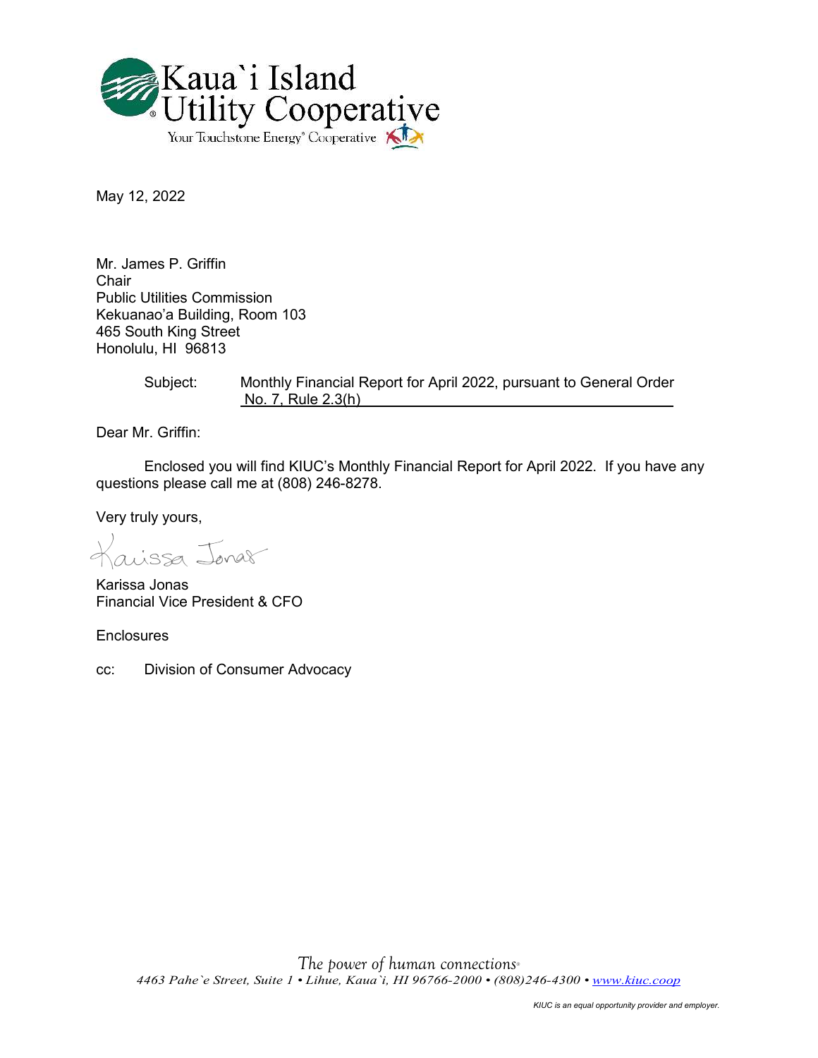Kaua`i Island Utility Cooperative

Your Touchstone Energy® Cooperative

May 12, 2022

Mr. James P. Griffin
Chair
Public Utilities Commission
Kekuanao'a Building, Room 103
465 South King Street
Honolulu, HI 96813

Subject: Monthly Financial Report for April 2022, pursuant to General Order No. 7, Rule 2.3(h)

Dear Mr. Griffin:

Enclosed you will find KIUC's Monthly Financial Report for April 2022. If you have any questions please call me at (808) 246-8278.

Very truly yours,

Karissa Jonas

Karissa Jonas
Financial Vice President & CFO

Enclosures

cc: Division of Consumer Advocacy

*The power of human connections®*

*4463 Pahe`e Street, Suite 1 • Lihue, Kaua`i, HI 96766-2000 • (808)246-4300 • www.kiuc.coop*

*KIUC is an equal opportunity provider and employer.*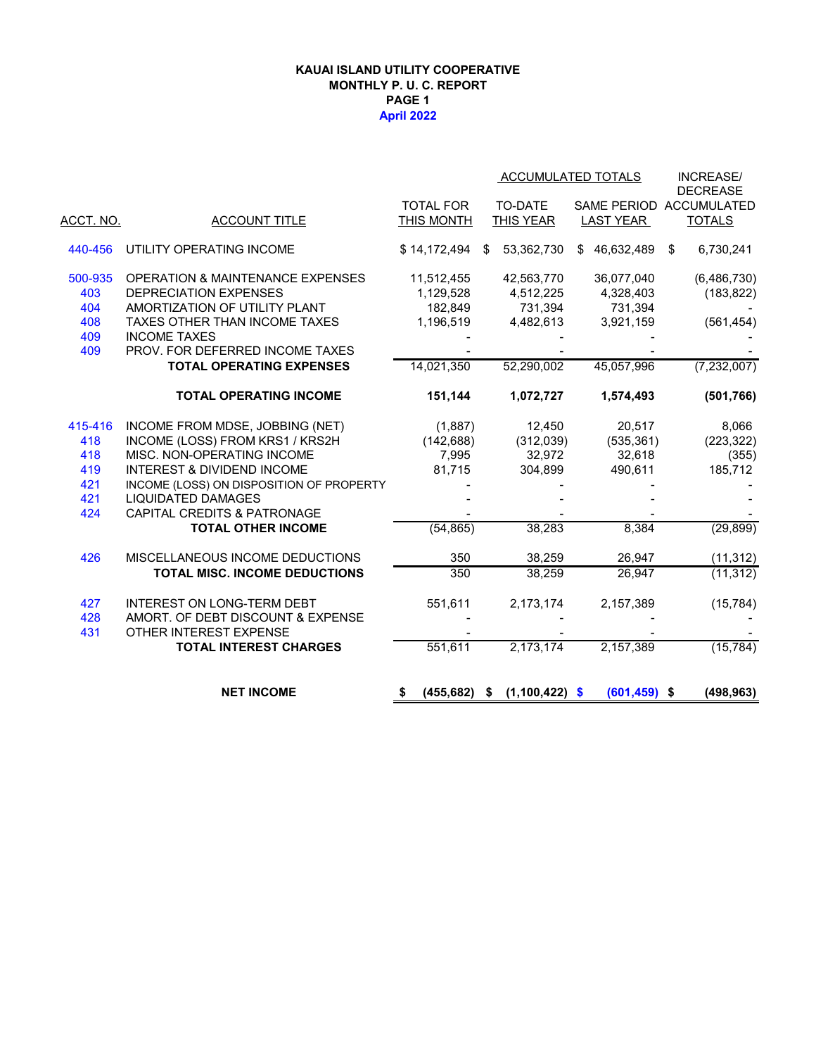**KAUAI ISLAND UTILITY COOPERATIVE**
**MONTHLY P. U. C. REPORT**
**PAGE 1**
**April 2022**

| ACCT. NO. | ACCOUNT TITLE | TOTAL FOR THIS MONTH | ACCUMULATED TOTALS TO-DATE THIS YEAR | ACCUMULATED TOTALS SAME PERIOD LAST YEAR | INCREASE/ DECREASE ACCUMULATED TOTALS |
|---|---|---|---|---|---|
| 440-456 | UTILITY OPERATING INCOME | $ 14,172,494 | $ 53,362,730 | $ 46,632,489 | $ 6,730,241 |
| 500-935 | OPERATION & MAINTENANCE EXPENSES | 11,512,455 | 42,563,770 | 36,077,040 | (6,486,730) |
| 403 | DEPRECIATION EXPENSES | 1,129,528 | 4,512,225 | 4,328,403 | (183,822) |
| 404 | AMORTIZATION OF UTILITY PLANT | 182,849 | 731,394 | 731,394 | - |
| 408 | TAXES OTHER THAN INCOME TAXES | 1,196,519 | 4,482,613 | 3,921,159 | (561,454) |
| 409 | INCOME TAXES | - | - | - | - |
| 409 | PROV. FOR DEFERRED INCOME TAXES | - | - | - | - |
| | **TOTAL OPERATING EXPENSES** | 14,021,350 | 52,290,002 | 45,057,996 | (7,232,007) |
| | **TOTAL OPERATING INCOME** | **151,144** | **1,072,727** | **1,574,493** | **(501,766)** |
| 415-416 | INCOME FROM MDSE, JOBBING (NET) | (1,887) | 12,450 | 20,517 | 8,066 |
| 418 | INCOME (LOSS) FROM KRS1 / KRS2H | (142,688) | (312,039) | (535,361) | (223,322) |
| 418 | MISC. NON-OPERATING INCOME | 7,995 | 32,972 | 32,618 | (355) |
| 419 | INTEREST & DIVIDEND INCOME | 81,715 | 304,899 | 490,611 | 185,712 |
| 421 | INCOME (LOSS) ON DISPOSITION OF PROPERTY | - | - | - | - |
| 421 | LIQUIDATED DAMAGES | - | - | - | - |
| 424 | CAPITAL CREDITS & PATRONAGE | - | - | - | - |
| | **TOTAL OTHER INCOME** | (54,865) | 38,283 | 8,384 | (29,899) |
| 426 | MISCELLANEOUS INCOME DEDUCTIONS | 350 | 38,259 | 26,947 | (11,312) |
| | **TOTAL MISC. INCOME DEDUCTIONS** | 350 | 38,259 | 26,947 | (11,312) |
| 427 | INTEREST ON LONG-TERM DEBT | 551,611 | 2,173,174 | 2,157,389 | (15,784) |
| 428 | AMORT. OF DEBT DISCOUNT & EXPENSE | - | - | - | - |
| 431 | OTHER INTEREST EXPENSE | - | - | - | - |
| | **TOTAL INTEREST CHARGES** | 551,611 | 2,173,174 | 2,157,389 | (15,784) |
| | **NET INCOME** | **$ (455,682)** | **$ (1,100,422)** | **$ (601,459)** | **$ (498,963)** |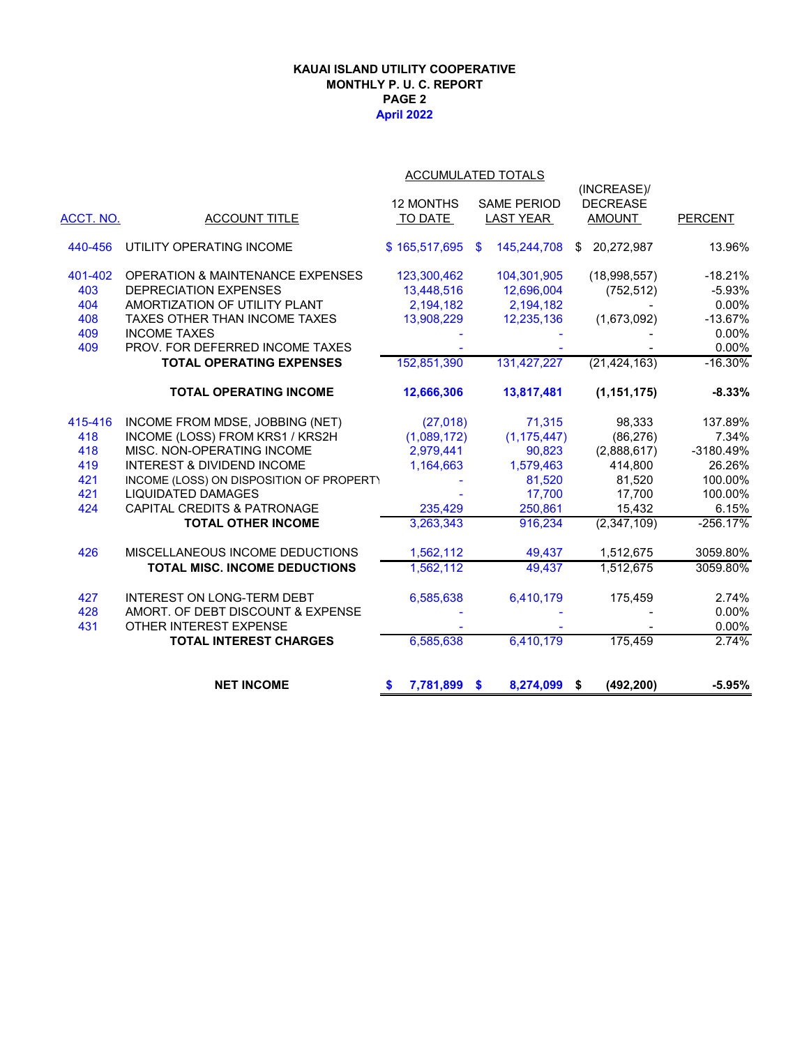# KAUAI ISLAND UTILITY COOPERATIVE
## MONTHLY P. U. C. REPORT
## PAGE 2
## April 2022

| ACCT. NO. | ACCOUNT TITLE | ACCUMULATED TOTALS 12 MONTHS TO DATE | SAME PERIOD LAST YEAR | (INCREASE)/ DECREASE AMOUNT | PERCENT |
|---|---|---|---|---|---|
| 440-456 | UTILITY OPERATING INCOME | $ 165,517,695 | $ 145,244,708 | $ 20,272,987 | 13.96% |
| 401-402 | OPERATION & MAINTENANCE EXPENSES | 123,300,462 | 104,301,905 | (18,998,557) | -18.21% |
| 403 | DEPRECIATION EXPENSES | 13,448,516 | 12,696,004 | (752,512) | -5.93% |
| 404 | AMORTIZATION OF UTILITY PLANT | 2,194,182 | 2,194,182 | - | 0.00% |
| 408 | TAXES OTHER THAN INCOME TAXES | 13,908,229 | 12,235,136 | (1,673,092) | -13.67% |
| 409 | INCOME TAXES | - | - | - | 0.00% |
| 409 | PROV. FOR DEFERRED INCOME TAXES | - | - | - | 0.00% |
| | **TOTAL OPERATING EXPENSES** | 152,851,390 | 131,427,227 | (21,424,163) | -16.30% |
| | **TOTAL OPERATING INCOME** | **12,666,306** | **13,817,481** | **(1,151,175)** | **-8.33%** |
| 415-416 | INCOME FROM MDSE, JOBBING (NET) | (27,018) | 71,315 | 98,333 | 137.89% |
| 418 | INCOME (LOSS) FROM KRS1 / KRS2H | (1,089,172) | (1,175,447) | (86,276) | 7.34% |
| 418 | MISC. NON-OPERATING INCOME | 2,979,441 | 90,823 | (2,888,617) | -3180.49% |
| 419 | INTEREST & DIVIDEND INCOME | 1,164,663 | 1,579,463 | 414,800 | 26.26% |
| 421 | INCOME (LOSS) ON DISPOSITION OF PROPERTY | - | 81,520 | 81,520 | 100.00% |
| 421 | LIQUIDATED DAMAGES | - | 17,700 | 17,700 | 100.00% |
| 424 | CAPITAL CREDITS & PATRONAGE | 235,429 | 250,861 | 15,432 | 6.15% |
| | **TOTAL OTHER INCOME** | 3,263,343 | 916,234 | (2,347,109) | -256.17% |
| 426 | MISCELLANEOUS INCOME DEDUCTIONS | 1,562,112 | 49,437 | 1,512,675 | 3059.80% |
| | **TOTAL MISC. INCOME DEDUCTIONS** | 1,562,112 | 49,437 | 1,512,675 | 3059.80% |
| 427 | INTEREST ON LONG-TERM DEBT | 6,585,638 | 6,410,179 | 175,459 | 2.74% |
| 428 | AMORT. OF DEBT DISCOUNT & EXPENSE | - | - | - | 0.00% |
| 431 | OTHER INTEREST EXPENSE | - | - | - | 0.00% |
| | **TOTAL INTEREST CHARGES** | 6,585,638 | 6,410,179 | 175,459 | 2.74% |
| | **NET INCOME** | **$ 7,781,899** | **$ 8,274,099** | **$ (492,200)** | **-5.95%** |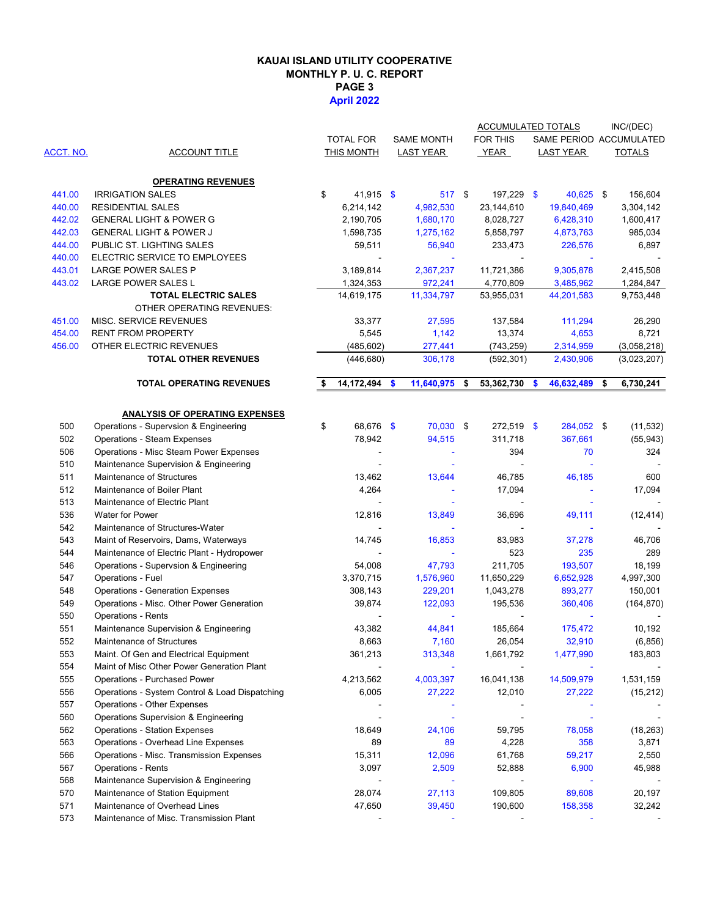# KAUAI ISLAND UTILITY COOPERATIVE
## MONTHLY P. U. C. REPORT
## PAGE 3
## April 2022

| ACCT. NO. | ACCOUNT TITLE | TOTAL FOR THIS MONTH | SAME MONTH LAST YEAR | ACCUMULATED TOTALS FOR THIS YEAR | ACCUMULATED TOTALS SAME PERIOD LAST YEAR | INC/(DEC) ACCUMULATED TOTALS |
|---|---|---|---|---|---|---|
| | **OPERATING REVENUES** | | | | | |
| 441.00 | IRRIGATION SALES | $ 41,915 | $ 517 | $ 197,229 | $ 40,625 | $ 156,604 |
| 440.00 | RESIDENTIAL SALES | 6,214,142 | 4,982,530 | 23,144,610 | 19,840,469 | 3,304,142 |
| 442.02 | GENERAL LIGHT & POWER G | 2,190,705 | 1,680,170 | 8,028,727 | 6,428,310 | 1,600,417 |
| 442.03 | GENERAL LIGHT & POWER J | 1,598,735 | 1,275,162 | 5,858,797 | 4,873,763 | 985,034 |
| 444.00 | PUBLIC ST. LIGHTING SALES | 59,511 | 56,940 | 233,473 | 226,576 | 6,897 |
| 440.00 | ELECTRIC SERVICE TO EMPLOYEES | - | - | - | - | - |
| 443.01 | LARGE POWER SALES P | 3,189,814 | 2,367,237 | 11,721,386 | 9,305,878 | 2,415,508 |
| 443.02 | LARGE POWER SALES L | 1,324,353 | 972,241 | 4,770,809 | 3,485,962 | 1,284,847 |
| | **TOTAL ELECTRIC SALES** | 14,619,175 | 11,334,797 | 53,955,031 | 44,201,583 | 9,753,448 |
| | OTHER OPERATING REVENUES: | | | | | |
| 451.00 | MISC. SERVICE REVENUES | 33,377 | 27,595 | 137,584 | 111,294 | 26,290 |
| 454.00 | RENT FROM PROPERTY | 5,545 | 1,142 | 13,374 | 4,653 | 8,721 |
| 456.00 | OTHER ELECTRIC REVENUES | (485,602) | 277,441 | (743,259) | 2,314,959 | (3,058,218) |
| | **TOTAL OTHER REVENUES** | (446,680) | 306,178 | (592,301) | 2,430,906 | (3,023,207) |
| | **TOTAL OPERATING REVENUES** | **$ 14,172,494** | **$ 11,640,975** | **$ 53,362,730** | **$ 46,632,489** | **$ 6,730,241** |
| | **ANALYSIS OF OPERATING EXPENSES** | | | | | |
| 500 | Operations - Supervsion & Engineering | $ 68,676 | $ 70,030 | $ 272,519 | $ 284,052 | $ (11,532) |
| 502 | Operations - Steam Expenses | 78,942 | 94,515 | 311,718 | 367,661 | (55,943) |
| 506 | Operations - Misc Steam Power Expenses | - | - | 394 | 70 | 324 |
| 510 | Maintenance Supervision & Engineering | - | - | - | - | - |
| 511 | Maintenance of Structures | 13,462 | 13,644 | 46,785 | 46,185 | 600 |
| 512 | Maintenance of Boiler Plant | 4,264 | - | 17,094 | - | 17,094 |
| 513 | Maintenance of Electric Plant | - | - | - | - | - |
| 536 | Water for Power | 12,816 | 13,849 | 36,696 | 49,111 | (12,414) |
| 542 | Maintenance of Structures-Water | - | - | - | - | - |
| 543 | Maint of Reservoirs, Dams, Waterways | 14,745 | 16,853 | 83,983 | 37,278 | 46,706 |
| 544 | Maintenance of Electric Plant - Hydropower | - | - | 523 | 235 | 289 |
| 546 | Operations - Supervsion & Engineering | 54,008 | 47,793 | 211,705 | 193,507 | 18,199 |
| 547 | Operations - Fuel | 3,370,715 | 1,576,960 | 11,650,229 | 6,652,928 | 4,997,300 |
| 548 | Operations - Generation Expenses | 308,143 | 229,201 | 1,043,278 | 893,277 | 150,001 |
| 549 | Operations - Misc. Other Power Generation | 39,874 | 122,093 | 195,536 | 360,406 | (164,870) |
| 550 | Operations - Rents | - | - | - | - | - |
| 551 | Maintenance Supervision & Engineering | 43,382 | 44,841 | 185,664 | 175,472 | 10,192 |
| 552 | Maintenance of Structures | 8,663 | 7,160 | 26,054 | 32,910 | (6,856) |
| 553 | Maint. Of Gen and Electrical Equipment | 361,213 | 313,348 | 1,661,792 | 1,477,990 | 183,803 |
| 554 | Maint of Misc Other Power Generation Plant | - | - | - | - | - |
| 555 | Operations - Purchased Power | 4,213,562 | 4,003,397 | 16,041,138 | 14,509,979 | 1,531,159 |
| 556 | Operations - System Control & Load Dispatching | 6,005 | 27,222 | 12,010 | 27,222 | (15,212) |
| 557 | Operations - Other Expenses | - | - | - | - | - |
| 560 | Operations Supervision & Engineering | - | - | - | - | - |
| 562 | Operations - Station Expenses | 18,649 | 24,106 | 59,795 | 78,058 | (18,263) |
| 563 | Operations - Overhead Line Expenses | 89 | 89 | 4,228 | 358 | 3,871 |
| 566 | Operations - Misc. Transmission Expenses | 15,311 | 12,096 | 61,768 | 59,217 | 2,550 |
| 567 | Operations - Rents | 3,097 | 2,509 | 52,888 | 6,900 | 45,988 |
| 568 | Maintenance Supervision & Engineering | - | - | - | - | - |
| 570 | Maintenance of Station Equipment | 28,074 | 27,113 | 109,805 | 89,608 | 20,197 |
| 571 | Maintenance of Overhead Lines | 47,650 | 39,450 | 190,600 | 158,358 | 32,242 |
| 573 | Maintenance of Misc. Transmission Plant | - | - | - | - | - |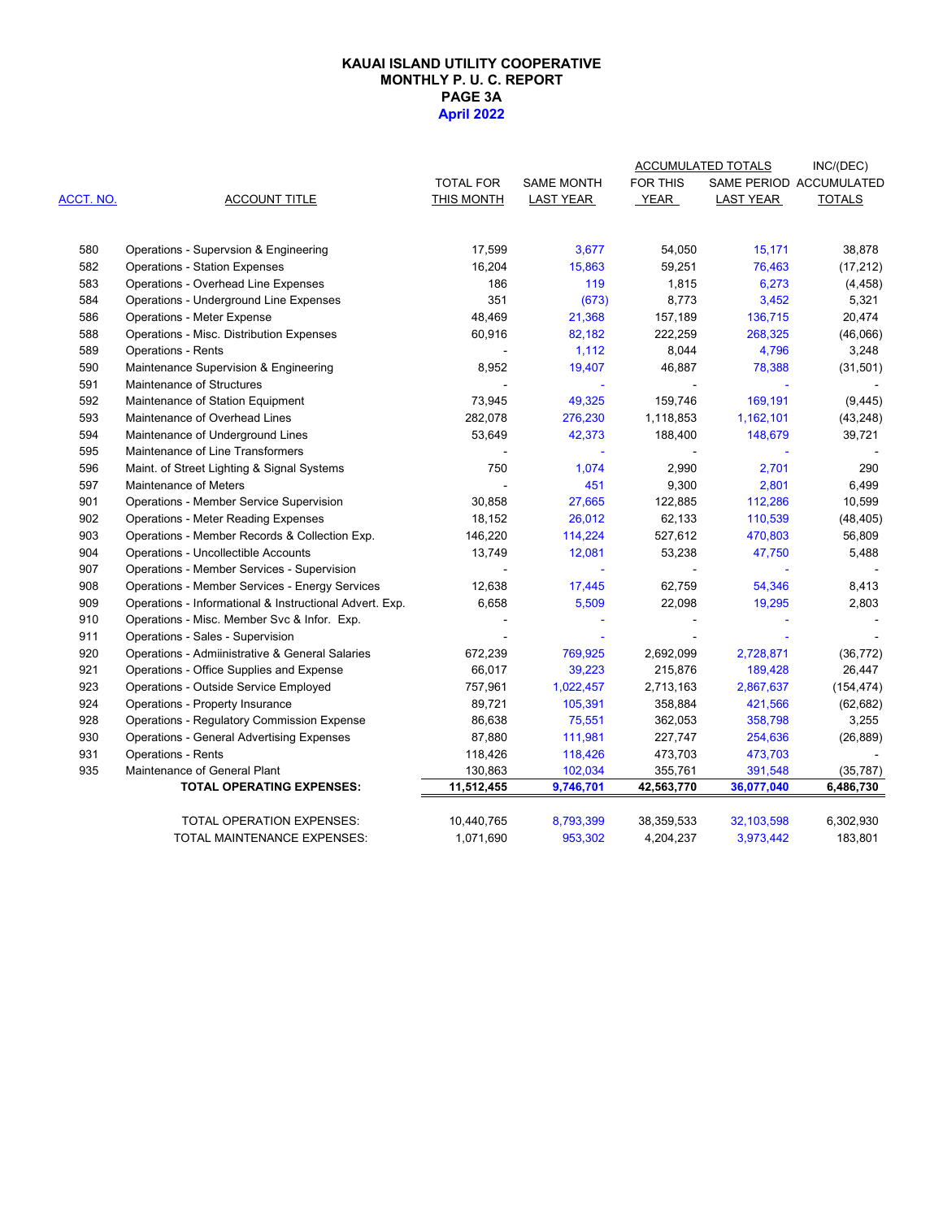**KAUAI ISLAND UTILITY COOPERATIVE**
**MONTHLY P. U. C. REPORT**
**PAGE 3A**
**April 2022**

| ACCT. NO. | ACCOUNT TITLE | TOTAL FOR THIS MONTH | SAME MONTH LAST YEAR | ACCUMULATED TOTALS FOR THIS YEAR | ACCUMULATED TOTALS SAME PERIOD LAST YEAR | INC/(DEC) ACCUMULATED TOTALS |
|---|---|---|---|---|---|---|
| 580 | Operations - Supervsion & Engineering | 17,599 | 3,677 | 54,050 | 15,171 | 38,878 |
| 582 | Operations - Station Expenses | 16,204 | 15,863 | 59,251 | 76,463 | (17,212) |
| 583 | Operations - Overhead Line Expenses | 186 | 119 | 1,815 | 6,273 | (4,458) |
| 584 | Operations - Underground Line Expenses | 351 | (673) | 8,773 | 3,452 | 5,321 |
| 586 | Operations - Meter Expense | 48,469 | 21,368 | 157,189 | 136,715 | 20,474 |
| 588 | Operations - Misc. Distribution Expenses | 60,916 | 82,182 | 222,259 | 268,325 | (46,066) |
| 589 | Operations - Rents | - | 1,112 | 8,044 | 4,796 | 3,248 |
| 590 | Maintenance Supervision & Engineering | 8,952 | 19,407 | 46,887 | 78,388 | (31,501) |
| 591 | Maintenance of Structures | - | - | - | - | - |
| 592 | Maintenance of Station Equipment | 73,945 | 49,325 | 159,746 | 169,191 | (9,445) |
| 593 | Maintenance of Overhead Lines | 282,078 | 276,230 | 1,118,853 | 1,162,101 | (43,248) |
| 594 | Maintenance of Underground Lines | 53,649 | 42,373 | 188,400 | 148,679 | 39,721 |
| 595 | Maintenance of Line Transformers | - | - | - | - | - |
| 596 | Maint. of Street Lighting & Signal Systems | 750 | 1,074 | 2,990 | 2,701 | 290 |
| 597 | Maintenance of Meters | - | 451 | 9,300 | 2,801 | 6,499 |
| 901 | Operations - Member Service Supervision | 30,858 | 27,665 | 122,885 | 112,286 | 10,599 |
| 902 | Operations - Meter Reading Expenses | 18,152 | 26,012 | 62,133 | 110,539 | (48,405) |
| 903 | Operations - Member Records & Collection Exp. | 146,220 | 114,224 | 527,612 | 470,803 | 56,809 |
| 904 | Operations - Uncollectible Accounts | 13,749 | 12,081 | 53,238 | 47,750 | 5,488 |
| 907 | Operations - Member Services - Supervision | - | - | - | - | - |
| 908 | Operations - Member Services - Energy Services | 12,638 | 17,445 | 62,759 | 54,346 | 8,413 |
| 909 | Operations - Informational & Instructional Advert. Exp. | 6,658 | 5,509 | 22,098 | 19,295 | 2,803 |
| 910 | Operations - Misc. Member Svc & Infor. Exp. | - | - | - | - | - |
| 911 | Operations - Sales - Supervision | - | - | - | - | - |
| 920 | Operations - Admiinistrative & General Salaries | 672,239 | 769,925 | 2,692,099 | 2,728,871 | (36,772) |
| 921 | Operations - Office Supplies and Expense | 66,017 | 39,223 | 215,876 | 189,428 | 26,447 |
| 923 | Operations - Outside Service Employed | 757,961 | 1,022,457 | 2,713,163 | 2,867,637 | (154,474) |
| 924 | Operations - Property Insurance | 89,721 | 105,391 | 358,884 | 421,566 | (62,682) |
| 928 | Operations - Regulatory Commission Expense | 86,638 | 75,551 | 362,053 | 358,798 | 3,255 |
| 930 | Operations - General Advertising Expenses | 87,880 | 111,981 | 227,747 | 254,636 | (26,889) |
| 931 | Operations - Rents | 118,426 | 118,426 | 473,703 | 473,703 | - |
| 935 | Maintenance of General Plant | 130,863 | 102,034 | 355,761 | 391,548 | (35,787) |
| | **TOTAL OPERATING EXPENSES:** | **11,512,455** | **9,746,701** | **42,563,770** | **36,077,040** | **6,486,730** |
| | TOTAL OPERATION EXPENSES: | 10,440,765 | 8,793,399 | 38,359,533 | 32,103,598 | 6,302,930 |
| | TOTAL MAINTENANCE EXPENSES: | 1,071,690 | 953,302 | 4,204,237 | 3,973,442 | 183,801 |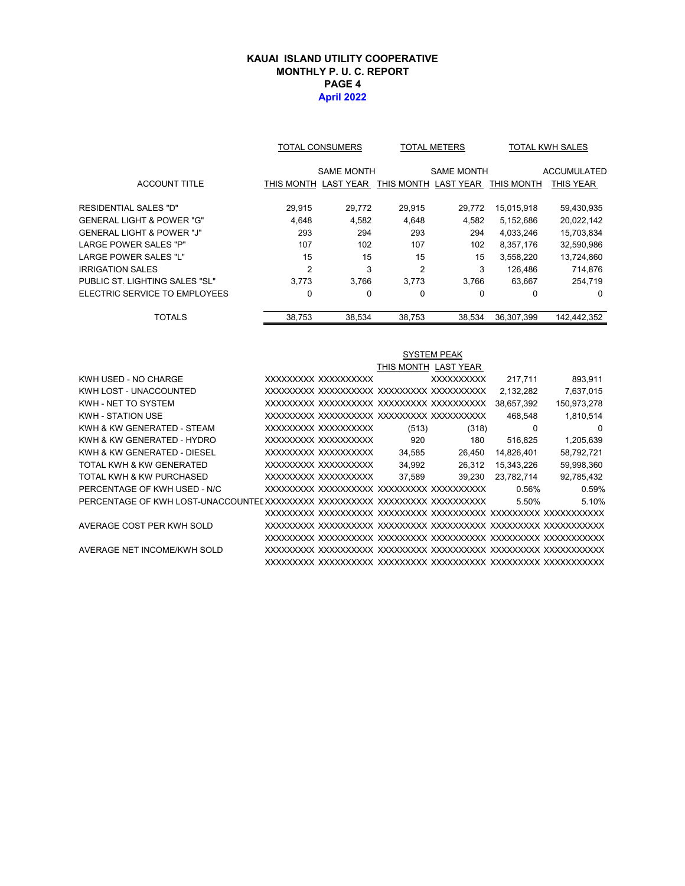**KAUAI ISLAND UTILITY COOPERATIVE**
**MONTHLY P. U. C. REPORT**
**PAGE 4**
**April 2022**

| ACCOUNT TITLE | TOTAL CONSUMERS THIS MONTH | TOTAL CONSUMERS SAME MONTH LAST YEAR | TOTAL METERS THIS MONTH | TOTAL METERS SAME MONTH LAST YEAR | TOTAL KWH SALES THIS MONTH | TOTAL KWH SALES ACCUMULATED THIS YEAR |
|---|---|---|---|---|---|---|
| RESIDENTIAL SALES "D" | 29,915 | 29,772 | 29,915 | 29,772 | 15,015,918 | 59,430,935 |
| GENERAL LIGHT & POWER "G" | 4,648 | 4,582 | 4,648 | 4,582 | 5,152,686 | 20,022,142 |
| GENERAL LIGHT & POWER "J" | 293 | 294 | 293 | 294 | 4,033,246 | 15,703,834 |
| LARGE POWER SALES "P" | 107 | 102 | 107 | 102 | 8,357,176 | 32,590,986 |
| LARGE POWER SALES "L" | 15 | 15 | 15 | 15 | 3,558,220 | 13,724,860 |
| IRRIGATION SALES | 2 | 3 | 2 | 3 | 126,486 | 714,876 |
| PUBLIC ST. LIGHTING SALES "SL" | 3,773 | 3,766 | 3,773 | 3,766 | 63,667 | 254,719 |
| ELECTRIC SERVICE TO EMPLOYEES | 0 | 0 | 0 | 0 | 0 | 0 |
| TOTALS | 38,753 | 38,534 | 38,753 | 38,534 | 36,307,399 | 142,442,352 |

| | | | SYSTEM PEAK THIS MONTH | SYSTEM PEAK LAST YEAR | | |
|---|---|---|---|---|---|---|
| KWH USED - NO CHARGE | XXXXXXXXX | XXXXXXXXXX | | XXXXXXXXXX | 217,711 | 893,911 |
| KWH LOST - UNACCOUNTED | XXXXXXXXX | XXXXXXXXXX | XXXXXXXXX | XXXXXXXXXX | 2,132,282 | 7,637,015 |
| KWH - NET TO SYSTEM | XXXXXXXXX | XXXXXXXXXX | XXXXXXXXX | XXXXXXXXXX | 38,657,392 | 150,973,278 |
| KWH - STATION USE | XXXXXXXXX | XXXXXXXXXX | XXXXXXXXX | XXXXXXXXXX | 468,548 | 1,810,514 |
| KWH & KW GENERATED - STEAM | XXXXXXXXX | XXXXXXXXXX | (513) | (318) | 0 | 0 |
| KWH & KW GENERATED - HYDRO | XXXXXXXXX | XXXXXXXXXX | 920 | 180 | 516,825 | 1,205,639 |
| KWH & KW GENERATED - DIESEL | XXXXXXXXX | XXXXXXXXXX | 34,585 | 26,450 | 14,826,401 | 58,792,721 |
| TOTAL KWH & KW GENERATED | XXXXXXXXX | XXXXXXXXXX | 34,992 | 26,312 | 15,343,226 | 59,998,360 |
| TOTAL KWH & KW PURCHASED | XXXXXXXXX | XXXXXXXXXX | 37,589 | 39,230 | 23,782,714 | 92,785,432 |
| PERCENTAGE OF KWH USED - N/C | XXXXXXXXX | XXXXXXXXXX | XXXXXXXXX | XXXXXXXXXX | 0.56% | 0.59% |
| PERCENTAGE OF KWH LOST-UNACCOUNTED | XXXXXXXXX | XXXXXXXXXX | XXXXXXXXX | XXXXXXXXXX | 5.50% | 5.10% |
| | XXXXXXXXX | XXXXXXXXXX | XXXXXXXXX | XXXXXXXXXX | XXXXXXXXX | XXXXXXXXXXX |
| AVERAGE COST PER KWH SOLD | XXXXXXXXX | XXXXXXXXXX | XXXXXXXXX | XXXXXXXXXX | XXXXXXXXX | XXXXXXXXXXX |
| | XXXXXXXXX | XXXXXXXXXX | XXXXXXXXX | XXXXXXXXXX | XXXXXXXXX | XXXXXXXXXXX |
| AVERAGE NET INCOME/KWH SOLD | XXXXXXXXX | XXXXXXXXXX | XXXXXXXXX | XXXXXXXXXX | XXXXXXXXX | XXXXXXXXXXX |
| | XXXXXXXXX | XXXXXXXXXX | XXXXXXXXX | XXXXXXXXXX | XXXXXXXXX | XXXXXXXXXXX |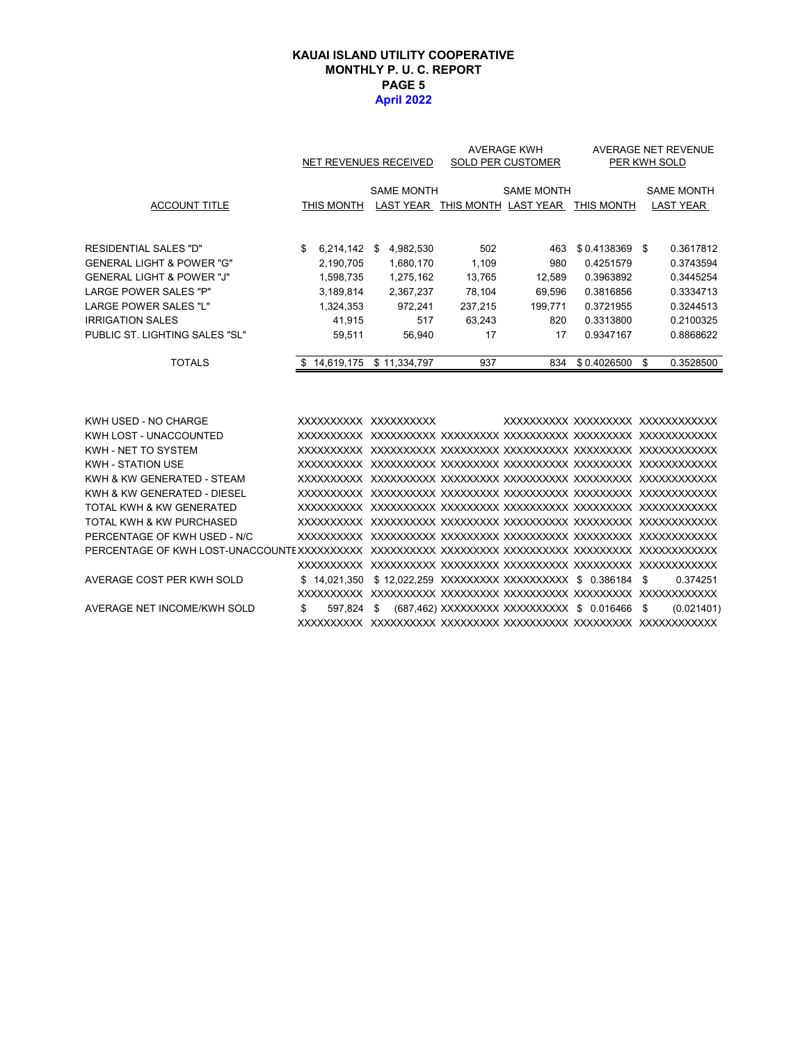**KAUAI ISLAND UTILITY COOPERATIVE**
**MONTHLY P. U. C. REPORT**
**PAGE 5**
**April 2022**

| ACCOUNT TITLE | NET REVENUES RECEIVED | | AVERAGE KWH SOLD PER CUSTOMER | | AVERAGE NET REVENUE PER KWH SOLD | |
|---|---|---|---|---|---|---|
| | THIS MONTH | SAME MONTH LAST YEAR | THIS MONTH | SAME MONTH LAST YEAR | THIS MONTH | SAME MONTH LAST YEAR |
| RESIDENTIAL SALES "D" | $ 6,214,142 | $ 4,982,530 | 502 | 463 | $ 0.4138369 | $ 0.3617812 |
| GENERAL LIGHT & POWER "G" | 2,190,705 | 1,680,170 | 1,109 | 980 | 0.4251579 | 0.3743594 |
| GENERAL LIGHT & POWER "J" | 1,598,735 | 1,275,162 | 13,765 | 12,589 | 0.3963892 | 0.3445254 |
| LARGE POWER SALES "P" | 3,189,814 | 2,367,237 | 78,104 | 69,596 | 0.3816856 | 0.3334713 |
| LARGE POWER SALES "L" | 1,324,353 | 972,241 | 237,215 | 199,771 | 0.3721955 | 0.3244513 |
| IRRIGATION SALES | 41,915 | 517 | 63,243 | 820 | 0.3313800 | 0.2100325 |
| PUBLIC ST. LIGHTING SALES "SL" | 59,511 | 56,940 | 17 | 17 | 0.9347167 | 0.8868622 |
| TOTALS | $ 14,619,175 | $ 11,334,797 | 937 | 834 | $ 0.4026500 | $ 0.3528500 |

| | | | | | | |
|---|---|---|---|---|---|---|
| KWH USED - NO CHARGE | XXXXXXXXXX | XXXXXXXXXX | | XXXXXXXXXX | XXXXXXXXX | XXXXXXXXXXX |
| KWH LOST - UNACCOUNTED | XXXXXXXXXX | XXXXXXXXXX | XXXXXXXXX | XXXXXXXXXX | XXXXXXXXX | XXXXXXXXXXX |
| KWH - NET TO SYSTEM | XXXXXXXXXX | XXXXXXXXXX | XXXXXXXXX | XXXXXXXXXX | XXXXXXXXX | XXXXXXXXXXX |
| KWH - STATION USE | XXXXXXXXXX | XXXXXXXXXX | XXXXXXXXX | XXXXXXXXXX | XXXXXXXXX | XXXXXXXXXXX |
| KWH & KW GENERATED - STEAM | XXXXXXXXXX | XXXXXXXXXX | XXXXXXXXX | XXXXXXXXXX | XXXXXXXXX | XXXXXXXXXXX |
| KWH & KW GENERATED - DIESEL | XXXXXXXXXX | XXXXXXXXXX | XXXXXXXXX | XXXXXXXXXX | XXXXXXXXX | XXXXXXXXXXX |
| TOTAL KWH & KW GENERATED | XXXXXXXXXX | XXXXXXXXXX | XXXXXXXXX | XXXXXXXXXX | XXXXXXXXX | XXXXXXXXXXX |
| TOTAL KWH & KW PURCHASED | XXXXXXXXXX | XXXXXXXXXX | XXXXXXXXX | XXXXXXXXXX | XXXXXXXXX | XXXXXXXXXXX |
| PERCENTAGE OF KWH USED - N/C | XXXXXXXXXX | XXXXXXXXXX | XXXXXXXXX | XXXXXXXXXX | XXXXXXXXX | XXXXXXXXXXX |
| PERCENTAGE OF KWH LOST-UNACCOUNTE | XXXXXXXXXX | XXXXXXXXXX | XXXXXXXXX | XXXXXXXXXX | XXXXXXXXX | XXXXXXXXXXX |
| | XXXXXXXXXX | XXXXXXXXXX | XXXXXXXXX | XXXXXXXXXX | XXXXXXXXX | XXXXXXXXXXX |
| AVERAGE COST PER KWH SOLD | $ 14,021,350 | $ 12,022,259 | XXXXXXXXX | XXXXXXXXXX | $ 0.386184 | $ 0.374251 |
| | XXXXXXXXXX | XXXXXXXXXX | XXXXXXXXX | XXXXXXXXXX | XXXXXXXXX | XXXXXXXXXXX |
| AVERAGE NET INCOME/KWH SOLD | $ 597,824 | $ (687,462) | XXXXXXXXX | XXXXXXXXXX | $ 0.016466 | $ (0.021401) |
| | XXXXXXXXXX | XXXXXXXXXX | XXXXXXXXX | XXXXXXXXXX | XXXXXXXXX | XXXXXXXXXXX |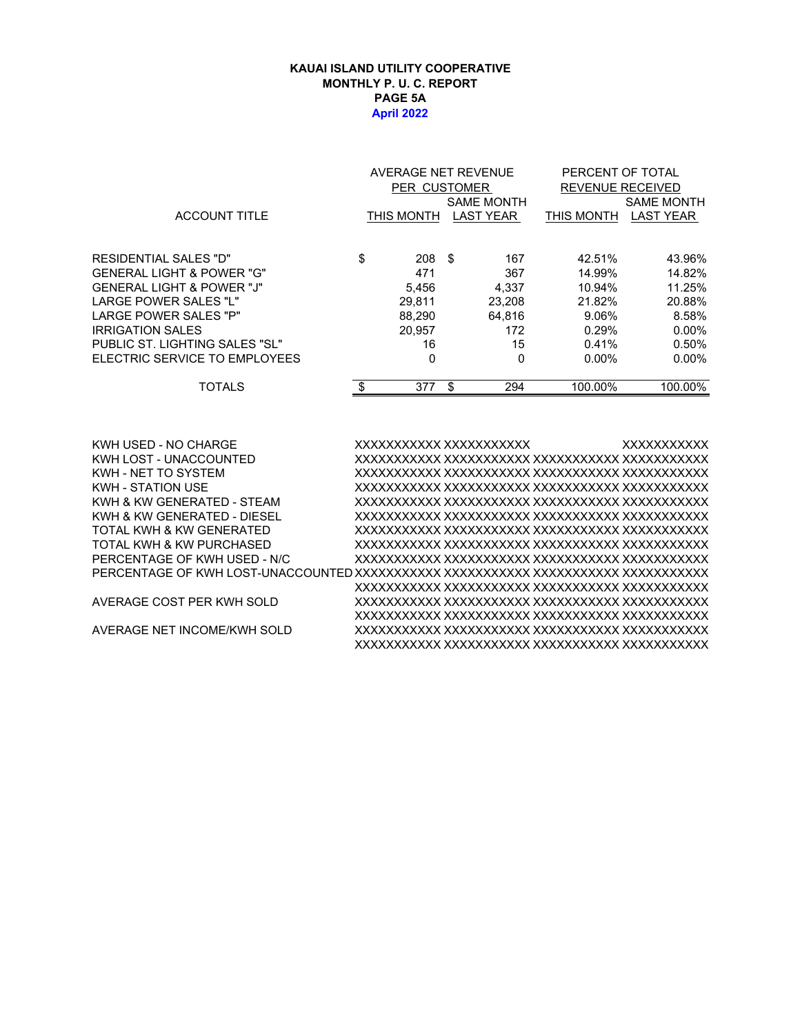**KAUAI ISLAND UTILITY COOPERATIVE**
**MONTHLY P. U. C. REPORT**
**PAGE 5A**
**April 2022**

| ACCOUNT TITLE | AVERAGE NET REVENUE PER CUSTOMER THIS MONTH | AVERAGE NET REVENUE PER CUSTOMER SAME MONTH LAST YEAR | PERCENT OF TOTAL REVENUE RECEIVED THIS MONTH | PERCENT OF TOTAL REVENUE RECEIVED SAME MONTH LAST YEAR |
|---|---|---|---|---|
| RESIDENTIAL SALES "D" | $ 208 | $ 167 | 42.51% | 43.96% |
| GENERAL LIGHT & POWER "G" | 471 | 367 | 14.99% | 14.82% |
| GENERAL LIGHT & POWER "J" | 5,456 | 4,337 | 10.94% | 11.25% |
| LARGE POWER SALES "L" | 29,811 | 23,208 | 21.82% | 20.88% |
| LARGE POWER SALES "P" | 88,290 | 64,816 | 9.06% | 8.58% |
| IRRIGATION SALES | 20,957 | 172 | 0.29% | 0.00% |
| PUBLIC ST. LIGHTING SALES "SL" | 16 | 15 | 0.41% | 0.50% |
| ELECTRIC SERVICE TO EMPLOYEES | 0 | 0 | 0.00% | 0.00% |
| TOTALS | $ 377 | $ 294 | 100.00% | 100.00% |

| | | | | |
|---|---|---|---|---|
| KWH USED - NO CHARGE | XXXXXXXXXXX | XXXXXXXXXXX | | XXXXXXXXXXX |
| KWH LOST - UNACCOUNTED | XXXXXXXXXXX | XXXXXXXXXXX | XXXXXXXXXXX | XXXXXXXXXXX |
| KWH - NET TO SYSTEM | XXXXXXXXXXX | XXXXXXXXXXX | XXXXXXXXXXX | XXXXXXXXXXX |
| KWH - STATION USE | XXXXXXXXXXX | XXXXXXXXXXX | XXXXXXXXXXX | XXXXXXXXXXX |
| KWH & KW GENERATED - STEAM | XXXXXXXXXXX | XXXXXXXXXXX | XXXXXXXXXXX | XXXXXXXXXXX |
| KWH & KW GENERATED - DIESEL | XXXXXXXXXXX | XXXXXXXXXXX | XXXXXXXXXXX | XXXXXXXXXXX |
| TOTAL KWH & KW GENERATED | XXXXXXXXXXX | XXXXXXXXXXX | XXXXXXXXXXX | XXXXXXXXXXX |
| TOTAL KWH & KW PURCHASED | XXXXXXXXXXX | XXXXXXXXXXX | XXXXXXXXXXX | XXXXXXXXXXX |
| PERCENTAGE OF KWH USED - N/C | XXXXXXXXXXX | XXXXXXXXXXX | XXXXXXXXXXX | XXXXXXXXXXX |
| PERCENTAGE OF KWH LOST-UNACCOUNTED | XXXXXXXXXXX | XXXXXXXXXXX | XXXXXXXXXXX | XXXXXXXXXXX |
| | XXXXXXXXXXX | XXXXXXXXXXX | XXXXXXXXXXX | XXXXXXXXXXX |
| AVERAGE COST PER KWH SOLD | XXXXXXXXXXX | XXXXXXXXXXX | XXXXXXXXXXX | XXXXXXXXXXX |
| | XXXXXXXXXXX | XXXXXXXXXXX | XXXXXXXXXXX | XXXXXXXXXXX |
| AVERAGE NET INCOME/KWH SOLD | XXXXXXXXXXX | XXXXXXXXXXX | XXXXXXXXXXX | XXXXXXXXXXX |
| | XXXXXXXXXXX | XXXXXXXXXXX | XXXXXXXXXXX | XXXXXXXXXXX |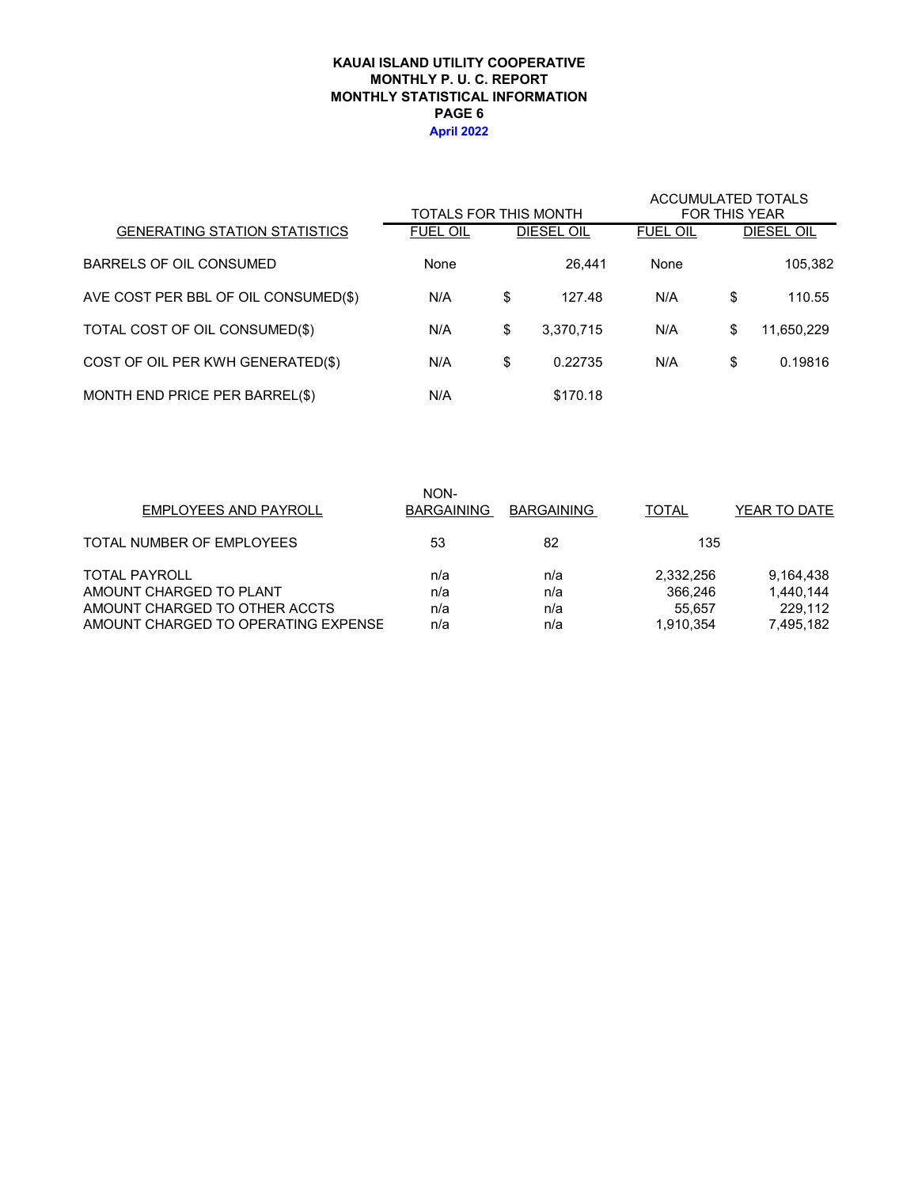**KAUAI ISLAND UTILITY COOPERATIVE**
**MONTHLY P. U. C. REPORT**
**MONTHLY STATISTICAL INFORMATION**
**PAGE 6**
**April 2022**

| | TOTALS FOR THIS MONTH | | ACCUMULATED TOTALS FOR THIS YEAR | |
|---|---|---|---|---|
| GENERATING STATION STATISTICS | FUEL OIL | DIESEL OIL | FUEL OIL | DIESEL OIL |
| BARRELS OF OIL CONSUMED | None | 26,441 | None | 105,382 |
| AVE COST PER BBL OF OIL CONSUMED($) | N/A | $ 127.48 | N/A | $ 110.55 |
| TOTAL COST OF OIL CONSUMED($) | N/A | $ 3,370,715 | N/A | $ 11,650,229 |
| COST OF OIL PER KWH GENERATED($) | N/A | $ 0.22735 | N/A | $ 0.19816 |
| MONTH END PRICE PER BARREL($) | N/A | $170.18 | | |

| EMPLOYEES AND PAYROLL | NON-BARGAINING | BARGAINING | TOTAL | YEAR TO DATE |
|---|---|---|---|---|
| TOTAL NUMBER OF EMPLOYEES | 53 | 82 | 135 | |
| TOTAL PAYROLL | n/a | n/a | 2,332,256 | 9,164,438 |
| AMOUNT CHARGED TO PLANT | n/a | n/a | 366,246 | 1,440,144 |
| AMOUNT CHARGED TO OTHER ACCTS | n/a | n/a | 55,657 | 229,112 |
| AMOUNT CHARGED TO OPERATING EXPENSE | n/a | n/a | 1,910,354 | 7,495,182 |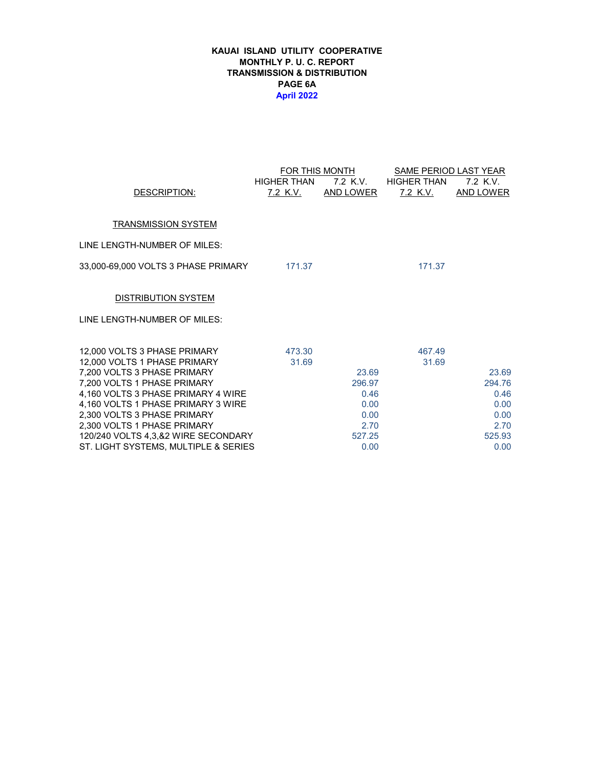**KAUAI ISLAND UTILITY COOPERATIVE**
**MONTHLY P. U. C. REPORT**
**TRANSMISSION & DISTRIBUTION**
**PAGE 6A**
**April 2022**

| DESCRIPTION: | FOR THIS MONTH | | SAME PERIOD LAST YEAR | |
|---|---|---|---|---|
| | HIGHER THAN 7.2 K.V. | 7.2 K.V. AND LOWER | HIGHER THAN 7.2 K.V. | 7.2 K.V. AND LOWER |
| **TRANSMISSION SYSTEM** | | | | |
| LINE LENGTH-NUMBER OF MILES: | | | | |
| 33,000-69,000 VOLTS 3 PHASE PRIMARY | 171.37 | | 171.37 | |
| **DISTRIBUTION SYSTEM** | | | | |
| LINE LENGTH-NUMBER OF MILES: | | | | |
| 12,000 VOLTS 3 PHASE PRIMARY | 473.30 | | 467.49 | |
| 12,000 VOLTS 1 PHASE PRIMARY | 31.69 | | 31.69 | |
| 7,200 VOLTS 3 PHASE PRIMARY | | 23.69 | | 23.69 |
| 7,200 VOLTS 1 PHASE PRIMARY | | 296.97 | | 294.76 |
| 4,160 VOLTS 3 PHASE PRIMARY 4 WIRE | | 0.46 | | 0.46 |
| 4,160 VOLTS 1 PHASE PRIMARY 3 WIRE | | 0.00 | | 0.00 |
| 2,300 VOLTS 3 PHASE PRIMARY | | 0.00 | | 0.00 |
| 2,300 VOLTS 1 PHASE PRIMARY | | 2.70 | | 2.70 |
| 120/240 VOLTS 4,3,&2 WIRE SECONDARY | | 527.25 | | 525.93 |
| ST. LIGHT SYSTEMS, MULTIPLE & SERIES | | 0.00 | | 0.00 |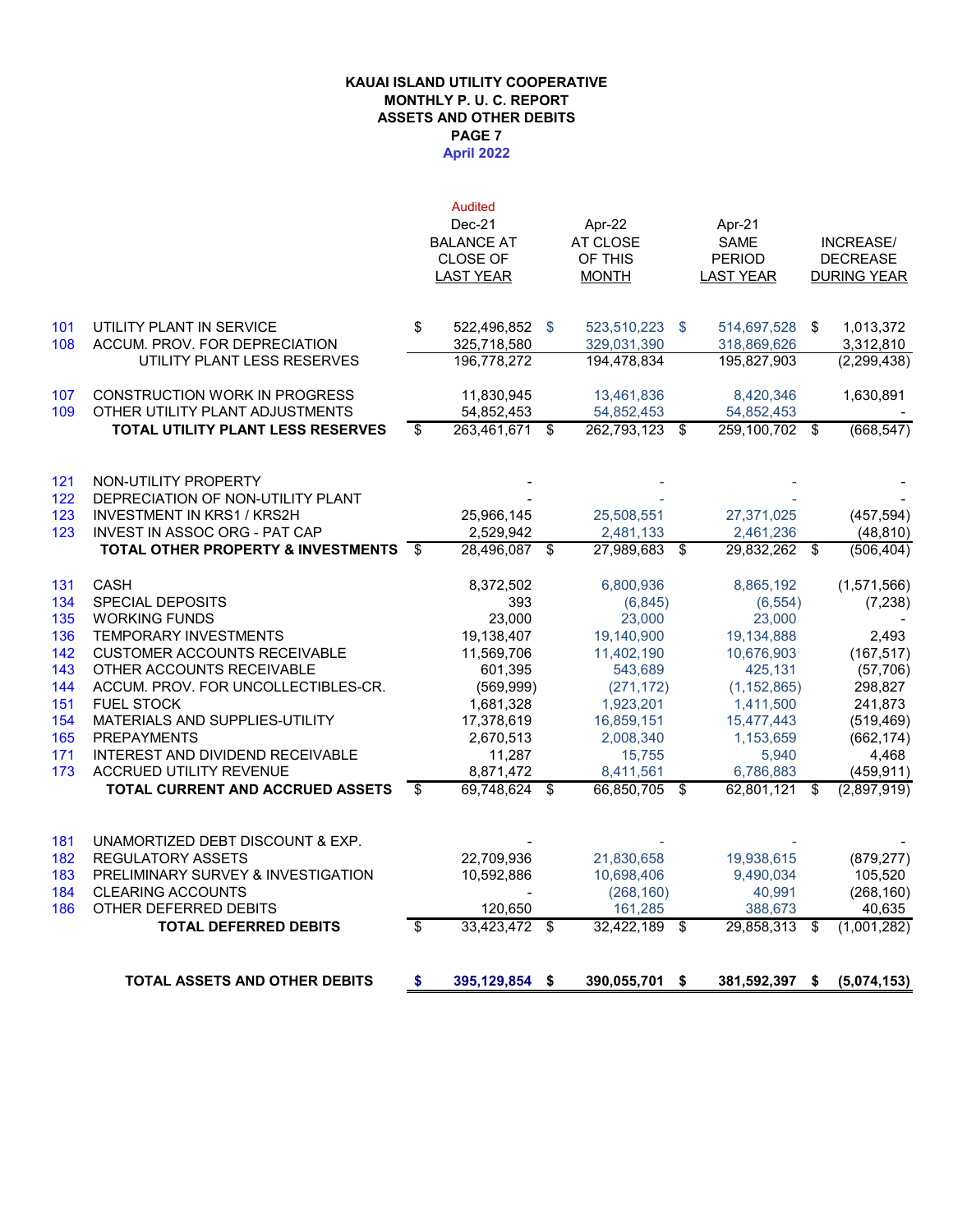# KAUAI ISLAND UTILITY COOPERATIVE
## MONTHLY P. U. C. REPORT
## ASSETS AND OTHER DEBITS
## PAGE 7
## April 2022

| | | Audited Dec-21 BALANCE AT CLOSE OF LAST YEAR | Apr-22 AT CLOSE OF THIS MONTH | Apr-21 SAME PERIOD LAST YEAR | INCREASE/ DECREASE DURING YEAR |
|---|---|---|---|---|---|
| 101 | UTILITY PLANT IN SERVICE | $ 522,496,852 | $ 523,510,223 | $ 514,697,528 | $ 1,013,372 |
| 108 | ACCUM. PROV. FOR DEPRECIATION | 325,718,580 | 329,031,390 | 318,869,626 | 3,312,810 |
| | UTILITY PLANT LESS RESERVES | 196,778,272 | 194,478,834 | 195,827,903 | (2,299,438) |
| 107 | CONSTRUCTION WORK IN PROGRESS | 11,830,945 | 13,461,836 | 8,420,346 | 1,630,891 |
| 109 | OTHER UTILITY PLANT ADJUSTMENTS | 54,852,453 | 54,852,453 | 54,852,453 | - |
| | **TOTAL UTILITY PLANT LESS RESERVES** | $ 263,461,671 | $ 262,793,123 | $ 259,100,702 | $ (668,547) |
| 121 | NON-UTILITY PROPERTY | - | - | - | - |
| 122 | DEPRECIATION OF NON-UTILITY PLANT | - | - | - | - |
| 123 | INVESTMENT IN KRS1 / KRS2H | 25,966,145 | 25,508,551 | 27,371,025 | (457,594) |
| 123 | INVEST IN ASSOC ORG - PAT CAP | 2,529,942 | 2,481,133 | 2,461,236 | (48,810) |
| | **TOTAL OTHER PROPERTY & INVESTMENTS** | $ 28,496,087 | $ 27,989,683 | $ 29,832,262 | $ (506,404) |
| 131 | CASH | 8,372,502 | 6,800,936 | 8,865,192 | (1,571,566) |
| 134 | SPECIAL DEPOSITS | 393 | (6,845) | (6,554) | (7,238) |
| 135 | WORKING FUNDS | 23,000 | 23,000 | 23,000 | - |
| 136 | TEMPORARY INVESTMENTS | 19,138,407 | 19,140,900 | 19,134,888 | 2,493 |
| 142 | CUSTOMER ACCOUNTS RECEIVABLE | 11,569,706 | 11,402,190 | 10,676,903 | (167,517) |
| 143 | OTHER ACCOUNTS RECEIVABLE | 601,395 | 543,689 | 425,131 | (57,706) |
| 144 | ACCUM. PROV. FOR UNCOLLECTIBLES-CR. | (569,999) | (271,172) | (1,152,865) | 298,827 |
| 151 | FUEL STOCK | 1,681,328 | 1,923,201 | 1,411,500 | 241,873 |
| 154 | MATERIALS AND SUPPLIES-UTILITY | 17,378,619 | 16,859,151 | 15,477,443 | (519,469) |
| 165 | PREPAYMENTS | 2,670,513 | 2,008,340 | 1,153,659 | (662,174) |
| 171 | INTEREST AND DIVIDEND RECEIVABLE | 11,287 | 15,755 | 5,940 | 4,468 |
| 173 | ACCRUED UTILITY REVENUE | 8,871,472 | 8,411,561 | 6,786,883 | (459,911) |
| | **TOTAL CURRENT AND ACCRUED ASSETS** | $ 69,748,624 | $ 66,850,705 | $ 62,801,121 | $ (2,897,919) |
| 181 | UNAMORTIZED DEBT DISCOUNT & EXP. | - | - | - | - |
| 182 | REGULATORY ASSETS | 22,709,936 | 21,830,658 | 19,938,615 | (879,277) |
| 183 | PRELIMINARY SURVEY & INVESTIGATION | 10,592,886 | 10,698,406 | 9,490,034 | 105,520 |
| 184 | CLEARING ACCOUNTS | - | (268,160) | 40,991 | (268,160) |
| 186 | OTHER DEFERRED DEBITS | 120,650 | 161,285 | 388,673 | 40,635 |
| | **TOTAL DEFERRED DEBITS** | $ 33,423,472 | $ 32,422,189 | $ 29,858,313 | $ (1,001,282) |
| | **TOTAL ASSETS AND OTHER DEBITS** | **$ 395,129,854** | **$ 390,055,701** | **$ 381,592,397** | **$ (5,074,153)** |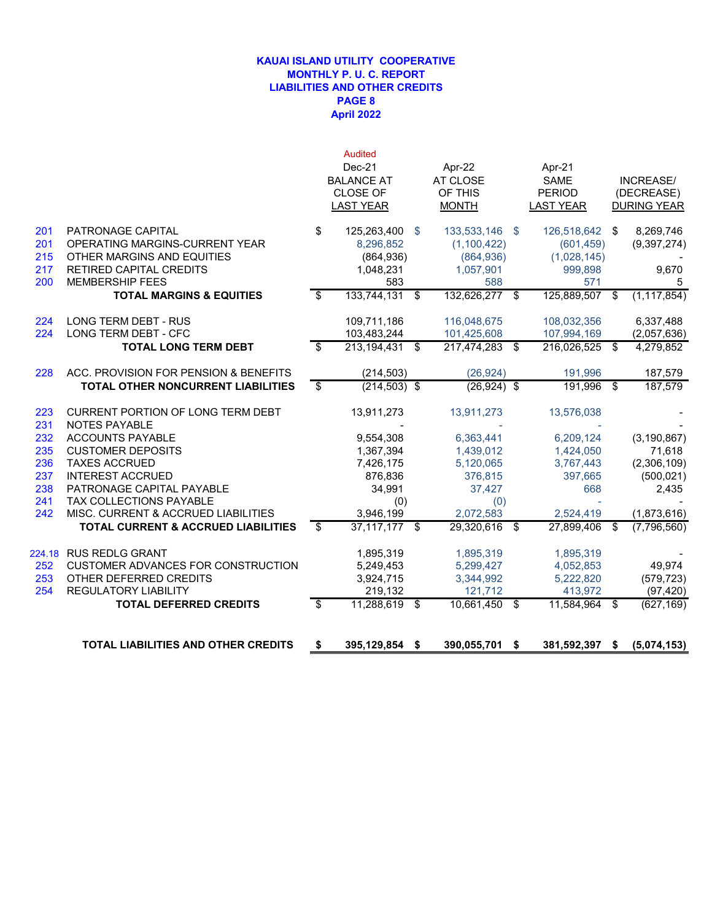# KAUAI ISLAND UTILITY COOPERATIVE
## MONTHLY P. U. C. REPORT
## LIABILITIES AND OTHER CREDITS
## PAGE 8
## April 2022

| | | Audited Dec-21 BALANCE AT CLOSE OF LAST YEAR | Apr-22 AT CLOSE OF THIS MONTH | Apr-21 SAME PERIOD LAST YEAR | INCREASE/ (DECREASE) DURING YEAR |
|---|---|---|---|---|---|
| 201 | PATRONAGE CAPITAL | $ 125,263,400 | $ 133,533,146 | $ 126,518,642 | $ 8,269,746 |
| 201 | OPERATING MARGINS-CURRENT YEAR | 8,296,852 | (1,100,422) | (601,459) | (9,397,274) |
| 215 | OTHER MARGINS AND EQUITIES | (864,936) | (864,936) | (1,028,145) | - |
| 217 | RETIRED CAPITAL CREDITS | 1,048,231 | 1,057,901 | 999,898 | 9,670 |
| 200 | MEMBERSHIP FEES | 583 | 588 | 571 | 5 |
| | **TOTAL MARGINS & EQUITIES** | $ 133,744,131 | $ 132,626,277 | $ 125,889,507 | $ (1,117,854) |
| 224 | LONG TERM DEBT - RUS | 109,711,186 | 116,048,675 | 108,032,356 | 6,337,488 |
| 224 | LONG TERM DEBT - CFC | 103,483,244 | 101,425,608 | 107,994,169 | (2,057,636) |
| | **TOTAL LONG TERM DEBT** | $ 213,194,431 | $ 217,474,283 | $ 216,026,525 | $ 4,279,852 |
| 228 | ACC. PROVISION FOR PENSION & BENEFITS | (214,503) | (26,924) | 191,996 | 187,579 |
| | **TOTAL OTHER NONCURRENT LIABILITIES** | $ (214,503) | $ (26,924) | $ 191,996 | $ 187,579 |
| 223 | CURRENT PORTION OF LONG TERM DEBT | 13,911,273 | 13,911,273 | 13,576,038 | - |
| 231 | NOTES PAYABLE | - | - | - | - |
| 232 | ACCOUNTS PAYABLE | 9,554,308 | 6,363,441 | 6,209,124 | (3,190,867) |
| 235 | CUSTOMER DEPOSITS | 1,367,394 | 1,439,012 | 1,424,050 | 71,618 |
| 236 | TAXES ACCRUED | 7,426,175 | 5,120,065 | 3,767,443 | (2,306,109) |
| 237 | INTEREST ACCRUED | 876,836 | 376,815 | 397,665 | (500,021) |
| 238 | PATRONAGE CAPITAL PAYABLE | 34,991 | 37,427 | 668 | 2,435 |
| 241 | TAX COLLECTIONS PAYABLE | (0) | (0) | - | - |
| 242 | MISC. CURRENT & ACCRUED LIABILITIES | 3,946,199 | 2,072,583 | 2,524,419 | (1,873,616) |
| | **TOTAL CURRENT & ACCRUED LIABILITIES** | $ 37,117,177 | $ 29,320,616 | $ 27,899,406 | $ (7,796,560) |
| 224.18 | RUS REDLG GRANT | 1,895,319 | 1,895,319 | 1,895,319 | - |
| 252 | CUSTOMER ADVANCES FOR CONSTRUCTION | 5,249,453 | 5,299,427 | 4,052,853 | 49,974 |
| 253 | OTHER DEFERRED CREDITS | 3,924,715 | 3,344,992 | 5,222,820 | (579,723) |
| 254 | REGULATORY LIABILITY | 219,132 | 121,712 | 413,972 | (97,420) |
| | **TOTAL DEFERRED CREDITS** | $ 11,288,619 | $ 10,661,450 | $ 11,584,964 | $ (627,169) |
| | **TOTAL LIABILITIES AND OTHER CREDITS** | **$ 395,129,854** | **$ 390,055,701** | **$ 381,592,397** | **$ (5,074,153)** |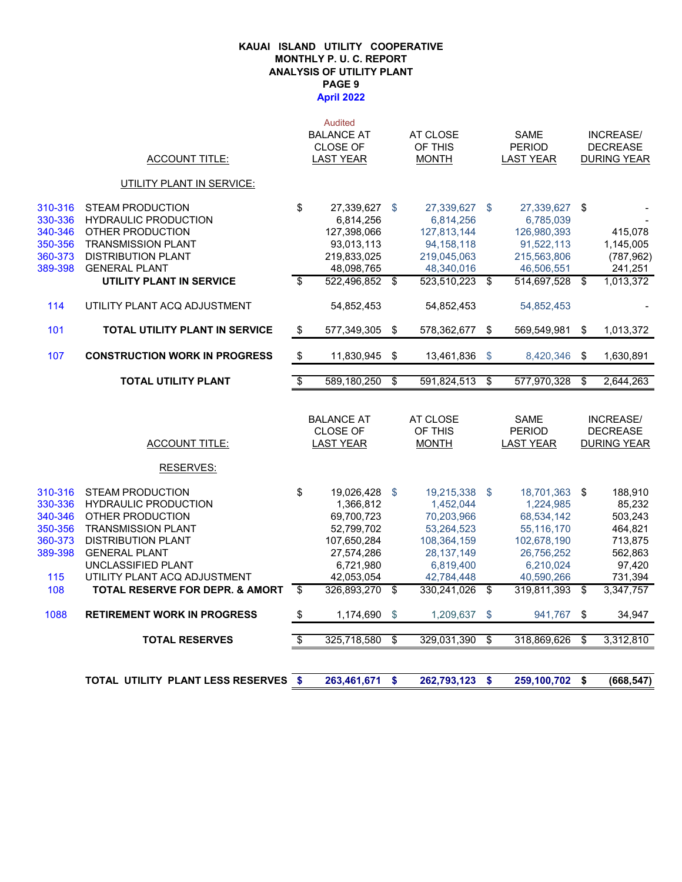# KAUAI ISLAND UTILITY COOPERATIVE
## MONTHLY P. U. C. REPORT
## ANALYSIS OF UTILITY PLANT
## PAGE 9
## April 2022

| | ACCOUNT TITLE: | Audited BALANCE AT CLOSE OF LAST YEAR | AT CLOSE OF THIS MONTH | SAME PERIOD LAST YEAR | INCREASE/ DECREASE DURING YEAR |
|---|---|---|---|---|---|
| | UTILITY PLANT IN SERVICE: | | | | |
| 310-316 | STEAM PRODUCTION | $ 27,339,627 | $ 27,339,627 | $ 27,339,627 | $ - |
| 330-336 | HYDRAULIC PRODUCTION | 6,814,256 | 6,814,256 | 6,785,039 | - |
| 340-346 | OTHER PRODUCTION | 127,398,066 | 127,813,144 | 126,980,393 | 415,078 |
| 350-356 | TRANSMISSION PLANT | 93,013,113 | 94,158,118 | 91,522,113 | 1,145,005 |
| 360-373 | DISTRIBUTION PLANT | 219,833,025 | 219,045,063 | 215,563,806 | (787,962) |
| 389-398 | GENERAL PLANT | 48,098,765 | 48,340,016 | 46,506,551 | 241,251 |
| | **UTILITY PLANT IN SERVICE** | $ 522,496,852 | $ 523,510,223 | $ 514,697,528 | $ 1,013,372 |
| 114 | UTILITY PLANT ACQ ADJUSTMENT | 54,852,453 | 54,852,453 | 54,852,453 | - |
| 101 | **TOTAL UTILITY PLANT IN SERVICE** | $ 577,349,305 | $ 578,362,677 | $ 569,549,981 | $ 1,013,372 |
| 107 | **CONSTRUCTION WORK IN PROGRESS** | $ 11,830,945 | $ 13,461,836 | $ 8,420,346 | $ 1,630,891 |
| | **TOTAL UTILITY PLANT** | $ 589,180,250 | $ 591,824,513 | $ 577,970,328 | $ 2,644,263 |

| | ACCOUNT TITLE: | BALANCE AT CLOSE OF LAST YEAR | AT CLOSE OF THIS MONTH | SAME PERIOD LAST YEAR | INCREASE/ DECREASE DURING YEAR |
|---|---|---|---|---|---|
| | RESERVES: | | | | |
| 310-316 | STEAM PRODUCTION | $ 19,026,428 | $ 19,215,338 | $ 18,701,363 | $ 188,910 |
| 330-336 | HYDRAULIC PRODUCTION | 1,366,812 | 1,452,044 | 1,224,985 | 85,232 |
| 340-346 | OTHER PRODUCTION | 69,700,723 | 70,203,966 | 68,534,142 | 503,243 |
| 350-356 | TRANSMISSION PLANT | 52,799,702 | 53,264,523 | 55,116,170 | 464,821 |
| 360-373 | DISTRIBUTION PLANT | 107,650,284 | 108,364,159 | 102,678,190 | 713,875 |
| 389-398 | GENERAL PLANT | 27,574,286 | 28,137,149 | 26,756,252 | 562,863 |
| | UNCLASSIFIED PLANT | 6,721,980 | 6,819,400 | 6,210,024 | 97,420 |
| 115 | UTILITY PLANT ACQ ADJUSTMENT | 42,053,054 | 42,784,448 | 40,590,266 | 731,394 |
| 108 | **TOTAL RESERVE FOR DEPR. & AMORT** | $ 326,893,270 | $ 330,241,026 | $ 319,811,393 | $ 3,347,757 |
| 1088 | **RETIREMENT WORK IN PROGRESS** | $ 1,174,690 | $ 1,209,637 | $ 941,767 | $ 34,947 |
| | **TOTAL RESERVES** | $ 325,718,580 | $ 329,031,390 | $ 318,869,626 | $ 3,312,810 |
| | **TOTAL UTILITY PLANT LESS RESERVES** | **$ 263,461,671** | **$ 262,793,123** | **$ 259,100,702** | **$ (668,547)** |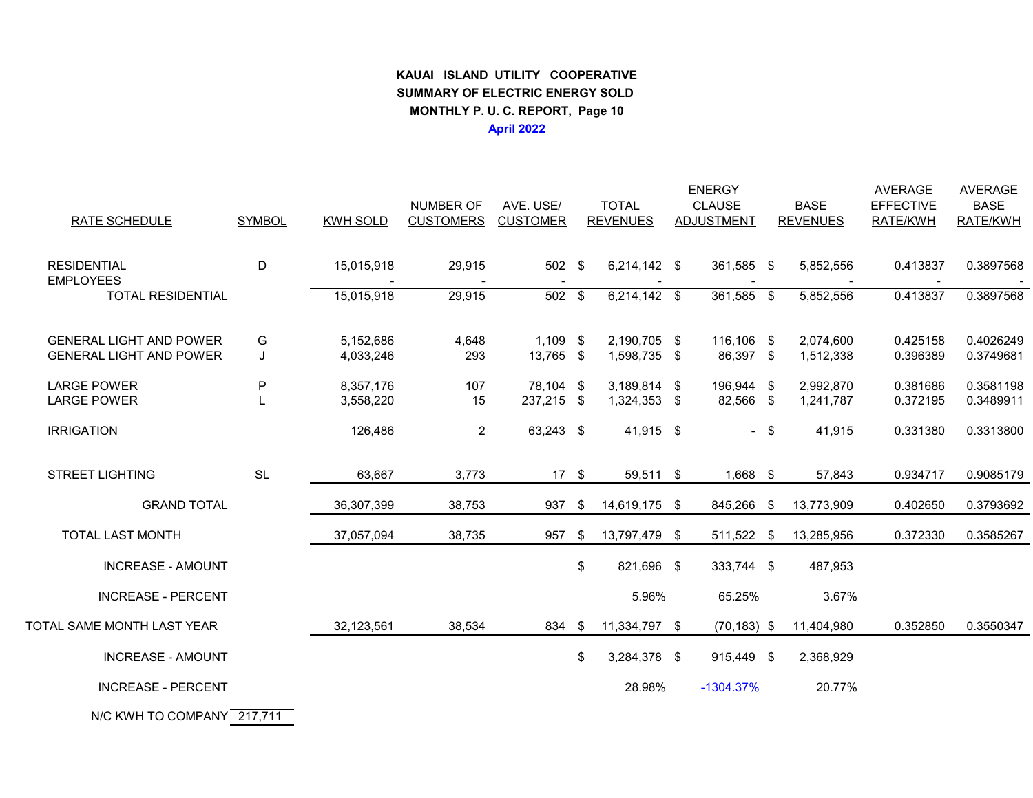**KAUAI ISLAND UTILITY COOPERATIVE**
**SUMMARY OF ELECTRIC ENERGY SOLD**
**MONTHLY P. U. C. REPORT, Page 10**
**April 2022**

| RATE SCHEDULE | SYMBOL | KWH SOLD | NUMBER OF CUSTOMERS | AVE. USE/ CUSTOMER | TOTAL REVENUES | ENERGY CLAUSE ADJUSTMENT | BASE REVENUES | AVERAGE EFFECTIVE RATE/KWH | AVERAGE BASE RATE/KWH |
|---|---|---|---|---|---|---|---|---|---|
| RESIDENTIAL | D | 15,015,918 | 29,915 | 502 | $ 6,214,142 | $ 361,585 | $ 5,852,556 | 0.413837 | 0.3897568 |
| EMPLOYEES | | - | - | - | - | - | - | - | - |
| TOTAL RESIDENTIAL | | 15,015,918 | 29,915 | 502 | $ 6,214,142 | $ 361,585 | $ 5,852,556 | 0.413837 | 0.3897568 |
| GENERAL LIGHT AND POWER | G | 5,152,686 | 4,648 | 1,109 | $ 2,190,705 | $ 116,106 | $ 2,074,600 | 0.425158 | 0.4026249 |
| GENERAL LIGHT AND POWER | J | 4,033,246 | 293 | 13,765 | $ 1,598,735 | $ 86,397 | $ 1,512,338 | 0.396389 | 0.3749681 |
| LARGE POWER | P | 8,357,176 | 107 | 78,104 | $ 3,189,814 | $ 196,944 | $ 2,992,870 | 0.381686 | 0.3581198 |
| LARGE POWER | L | 3,558,220 | 15 | 237,215 | $ 1,324,353 | $ 82,566 | $ 1,241,787 | 0.372195 | 0.3489911 |
| IRRIGATION | | 126,486 | 2 | 63,243 | $ 41,915 | $ - | $ 41,915 | 0.331380 | 0.3313800 |
| STREET LIGHTING | SL | 63,667 | 3,773 | 17 | $ 59,511 | $ 1,668 | $ 57,843 | 0.934717 | 0.9085179 |
| GRAND TOTAL | | 36,307,399 | 38,753 | 937 | $ 14,619,175 | $ 845,266 | $ 13,773,909 | 0.402650 | 0.3793692 |
| TOTAL LAST MONTH | | 37,057,094 | 38,735 | 957 | $ 13,797,479 | $ 511,522 | $ 13,285,956 | 0.372330 | 0.3585267 |
| INCREASE - AMOUNT | | | | | $ 821,696 | $ 333,744 | $ 487,953 | | |
| INCREASE - PERCENT | | | | | 5.96% | 65.25% | 3.67% | | |
| TOTAL SAME MONTH LAST YEAR | | 32,123,561 | 38,534 | 834 | $ 11,334,797 | $ (70,183) | $ 11,404,980 | 0.352850 | 0.3550347 |
| INCREASE - AMOUNT | | | | | $ 3,284,378 | $ 915,449 | $ 2,368,929 | | |
| INCREASE - PERCENT | | | | | 28.98% | -1304.37% | 20.77% | | |
| N/C KWH TO COMPANY | 217,711 | | | | | | | | |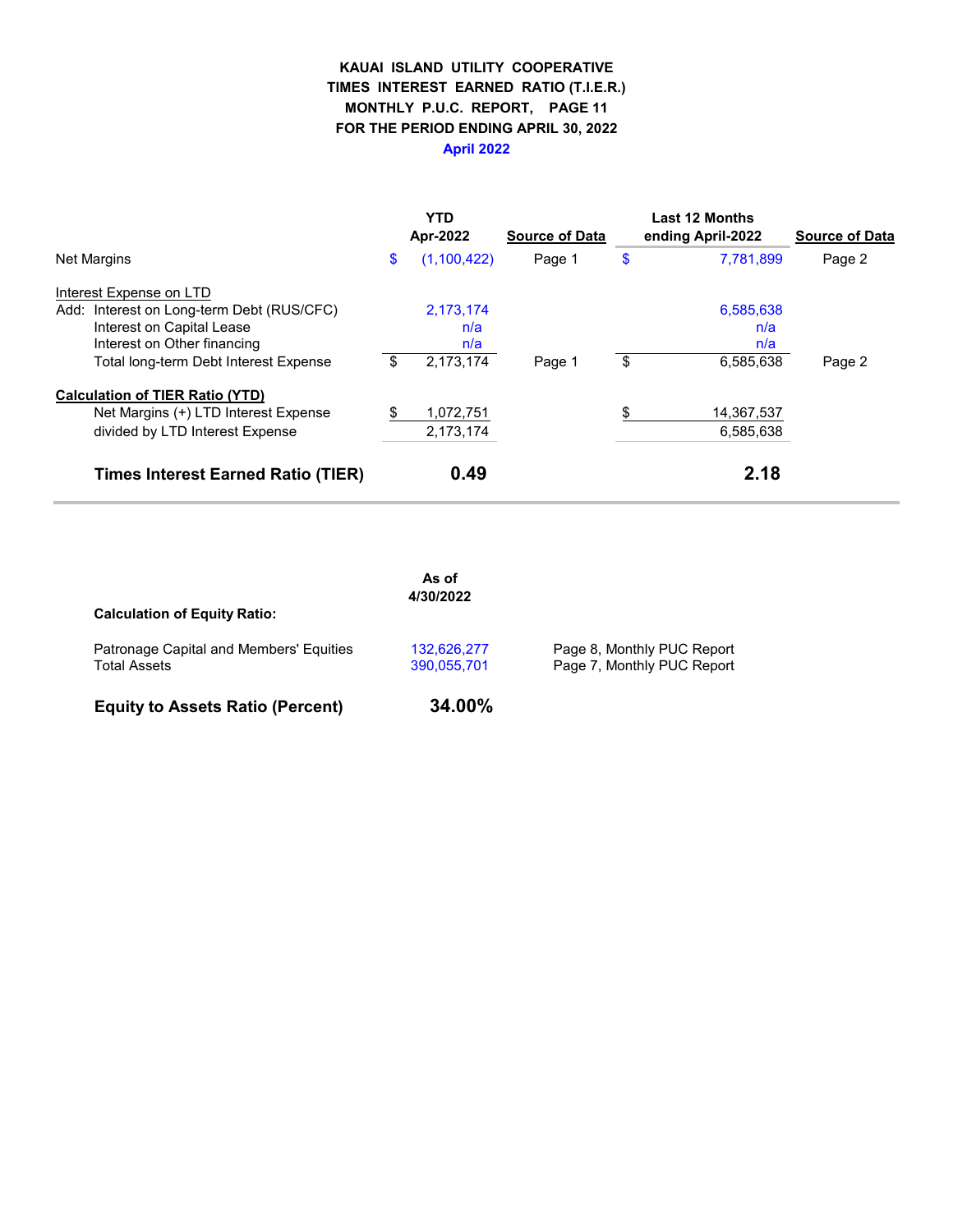# KAUAI ISLAND UTILITY COOPERATIVE
## TIMES INTEREST EARNED RATIO (T.I.E.R.)
## MONTHLY P.U.C. REPORT, PAGE 11
## FOR THE PERIOD ENDING APRIL 30, 2022
## April 2022

| | | YTD Apr-2022 | Source of Data | | Last 12 Months ending April-2022 | Source of Data |
|---|---|---|---|---|---|---|
| Net Margins | $ | (1,100,422) | Page 1 | $ | 7,781,899 | Page 2 |
| Interest Expense on LTD | | | | | | |
| Add: Interest on Long-term Debt (RUS/CFC) | | 2,173,174 | | | 6,585,638 | |
| Interest on Capital Lease | | n/a | | | n/a | |
| Interest on Other financing | | n/a | | | n/a | |
| Total long-term Debt Interest Expense | $ | 2,173,174 | Page 1 | $ | 6,585,638 | Page 2 |
| **Calculation of TIER Ratio (YTD)** | | | | | | |
| Net Margins (+) LTD Interest Expense | $ | 1,072,751 | | $ | 14,367,537 | |
| divided by LTD Interest Expense | | 2,173,174 | | | 6,585,638 | |
| **Times Interest Earned Ratio (TIER)** | | **0.49** | | | **2.18** | |

| **Calculation of Equity Ratio:** | As of 4/30/2022 | |
|---|---|---|
| Patronage Capital and Members' Equities | 132,626,277 | Page 8, Monthly PUC Report |
| Total Assets | 390,055,701 | Page 7, Monthly PUC Report |
| **Equity to Assets Ratio (Percent)** | **34.00%** | |